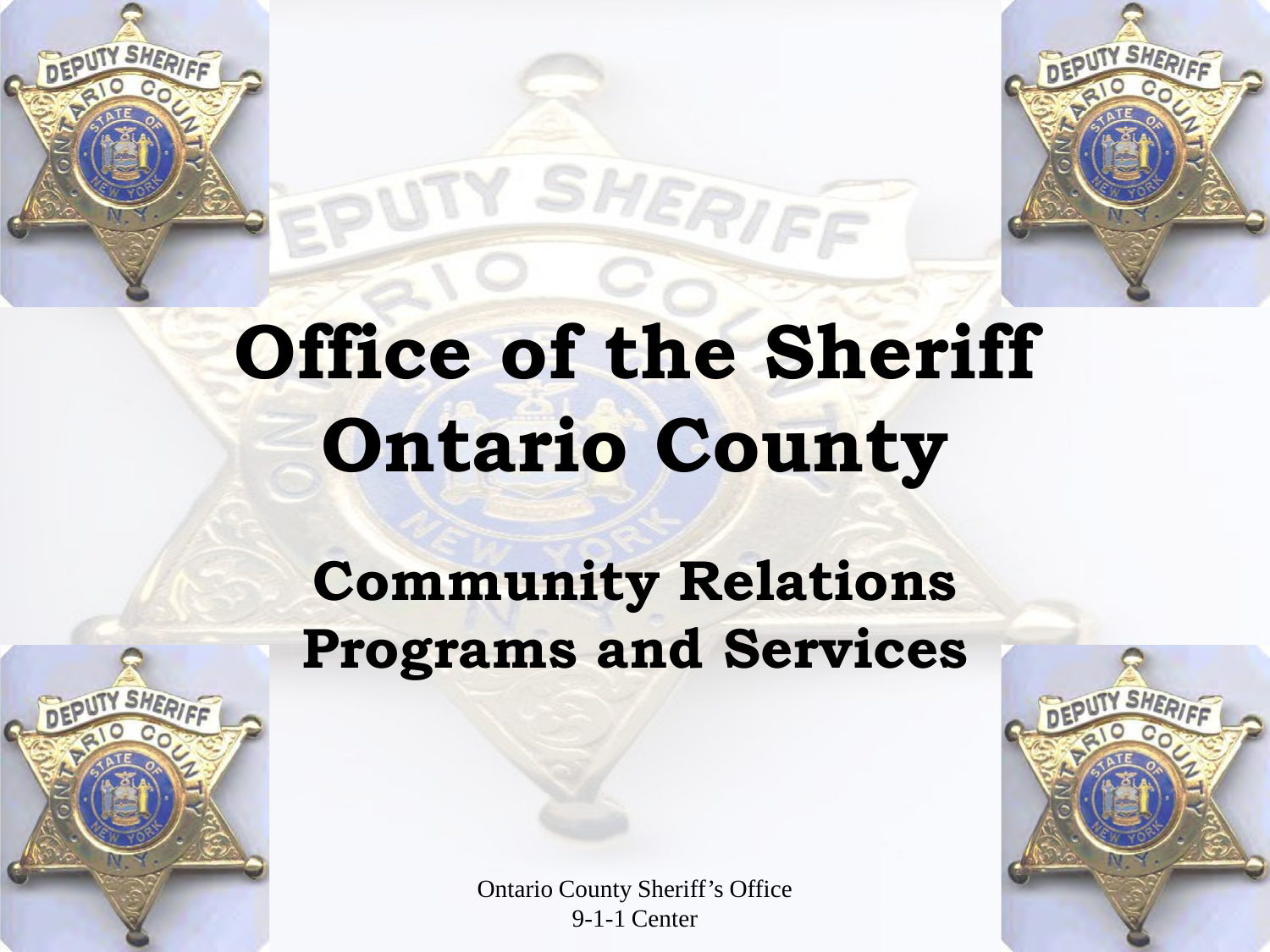# Office of the Sheriff Ontario County

## Community Relations Programs and Services

Ontario County Sheriff's Office
9-1-1 Center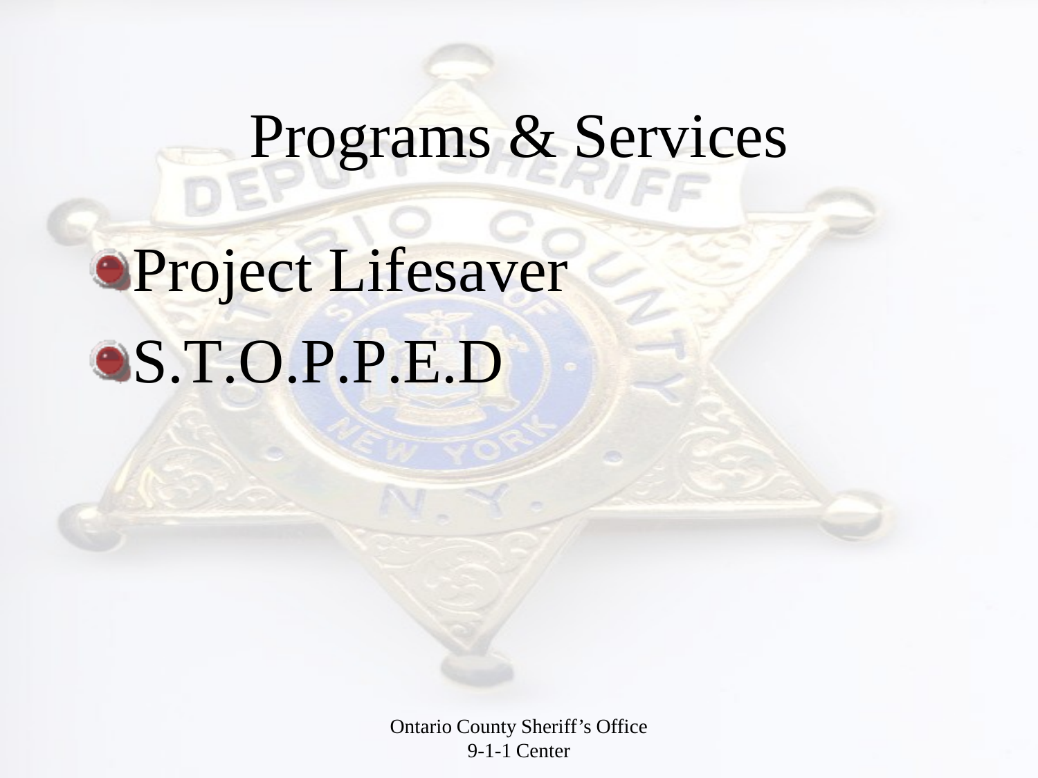# Programs & Services

- Project Lifesaver
- S.T.O.P.P.E.D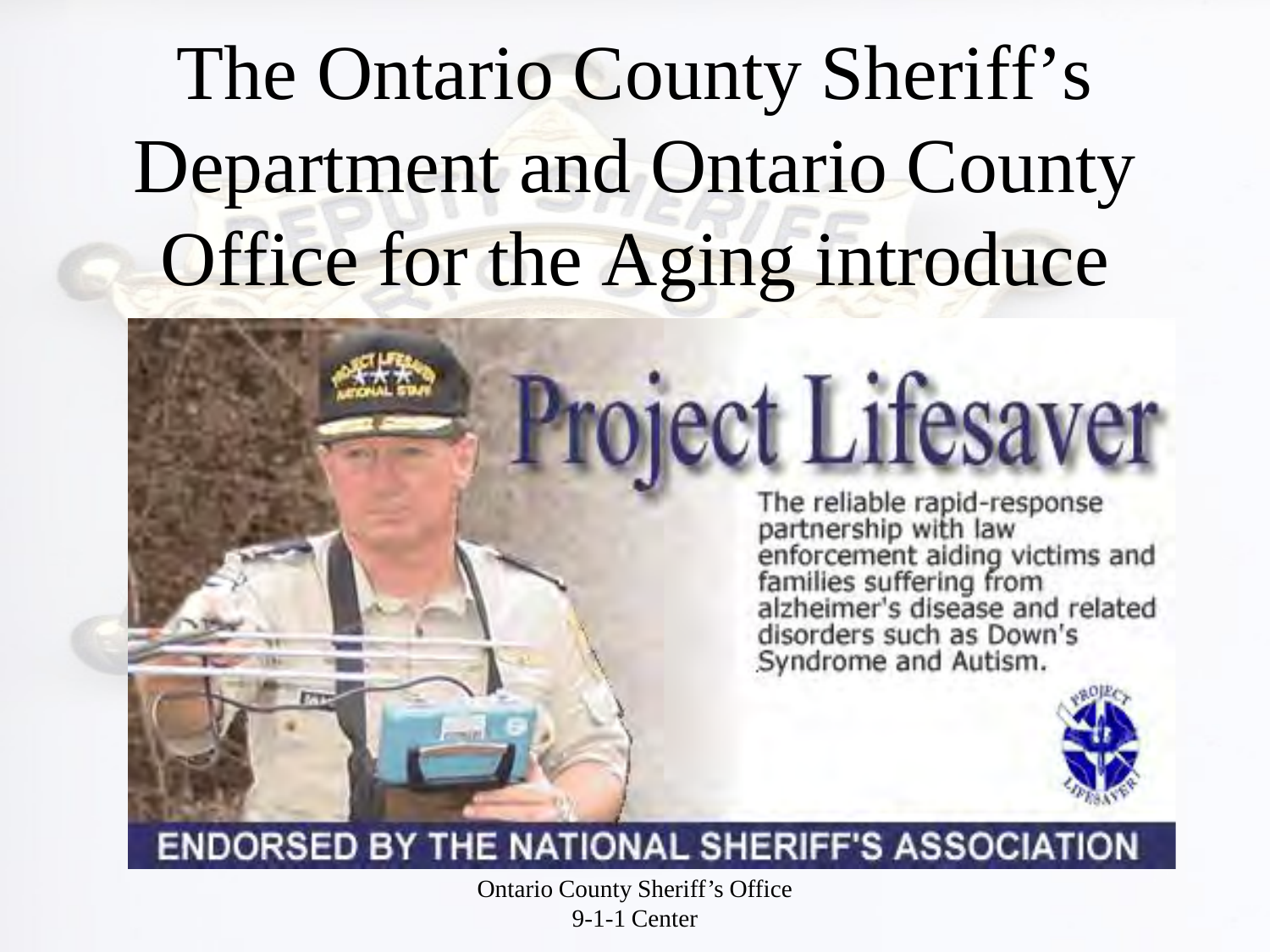# The Ontario County Sheriff's Department and Ontario County Office for the Aging introduce

# Project Lifesaver

The reliable rapid-response partnership with law enforcement aiding victims and families suffering from alzheimer's disease and related disorders such as Down's Syndrome and Autism.

ENDORSED BY THE NATIONAL SHERIFF'S ASSOCIATION

Ontario County Sheriff's Office
9-1-1 Center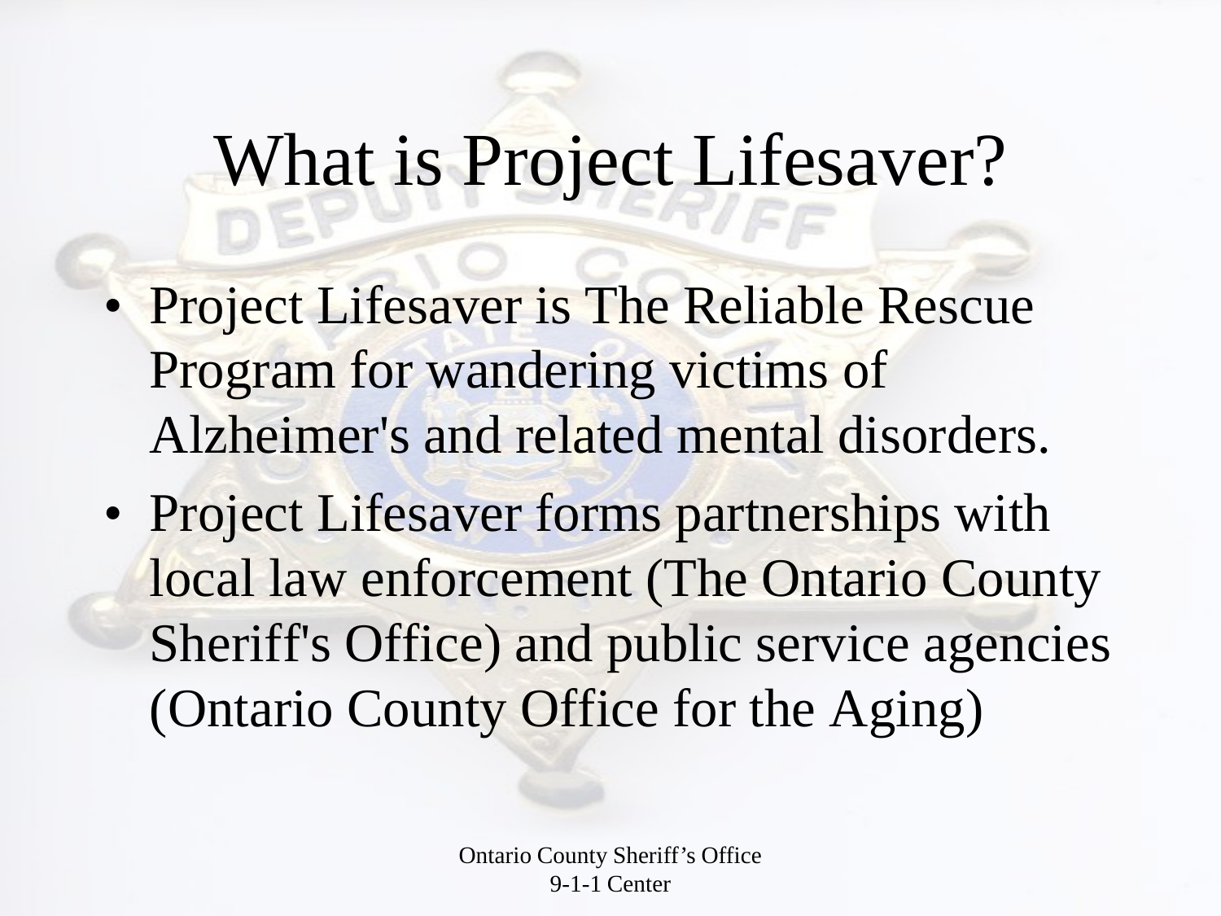# What is Project Lifesaver?

- Project Lifesaver is The Reliable Rescue Program for wandering victims of Alzheimer's and related mental disorders.
- Project Lifesaver forms partnerships with local law enforcement (The Ontario County Sheriff's Office) and public service agencies (Ontario County Office for the Aging)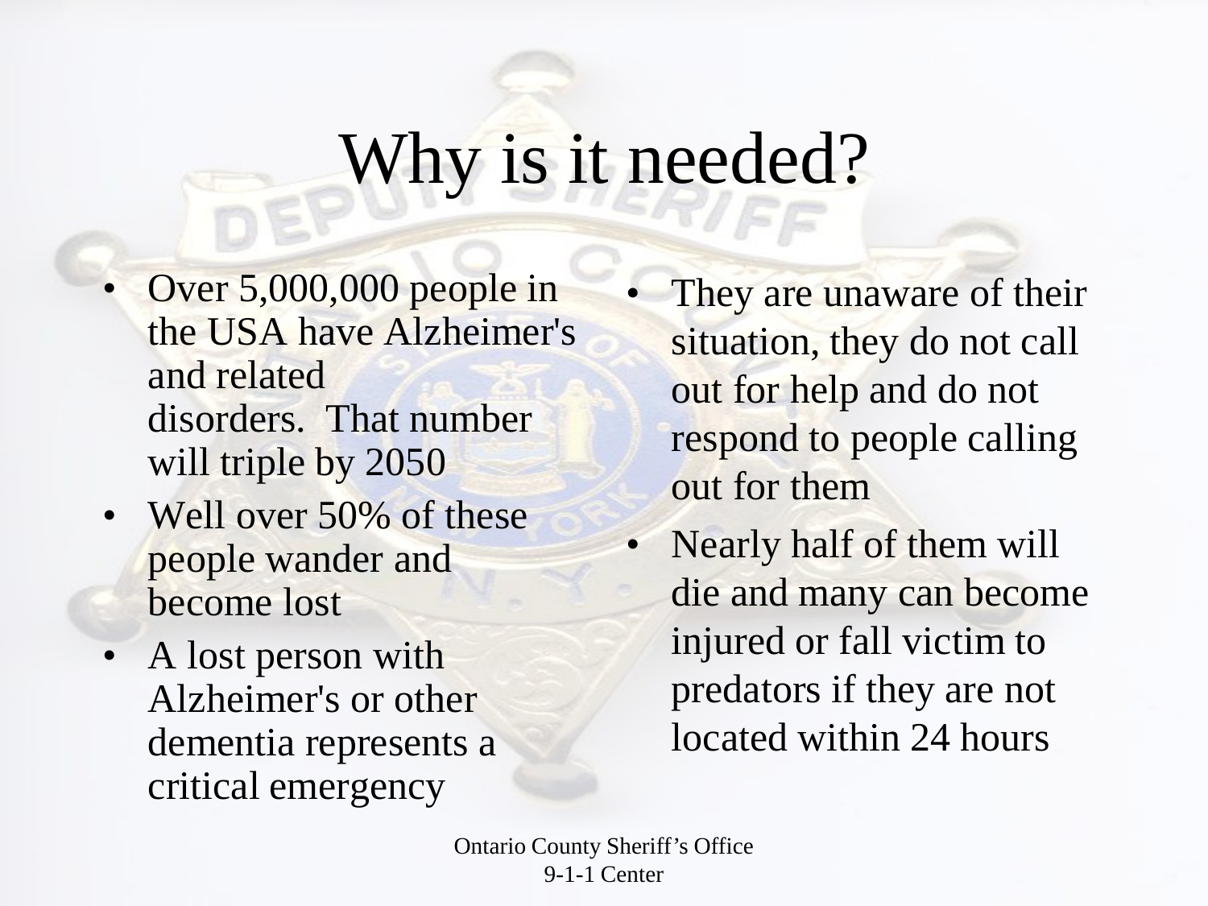# Why is it needed?

- Over 5,000,000 people in the USA have Alzheimer's and related disorders. That number will triple by 2050
- Well over 50% of these people wander and become lost
- A lost person with Alzheimer's or other dementia represents a critical emergency
- They are unaware of their situation, they do not call out for help and do not respond to people calling out for them
- Nearly half of them will die and many can become injured or fall victim to predators if they are not located within 24 hours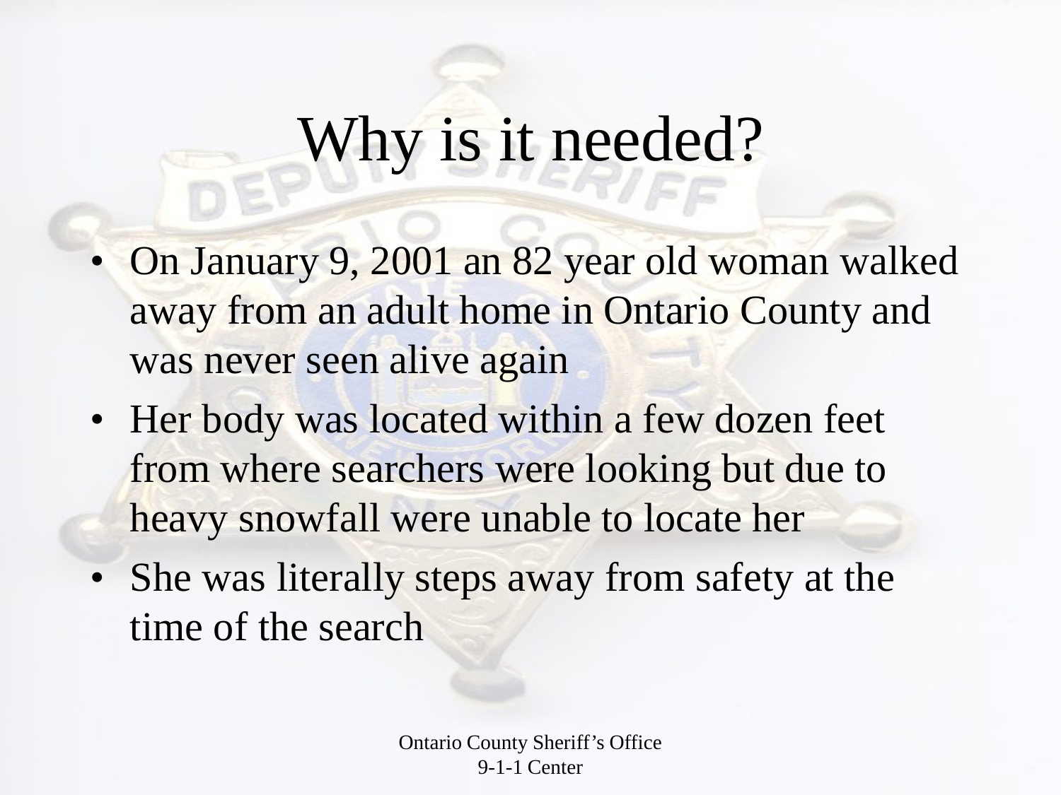# Why is it needed?

- On January 9, 2001 an 82 year old woman walked away from an adult home in Ontario County and was never seen alive again
- Her body was located within a few dozen feet from where searchers were looking but due to heavy snowfall were unable to locate her
- She was literally steps away from safety at the time of the search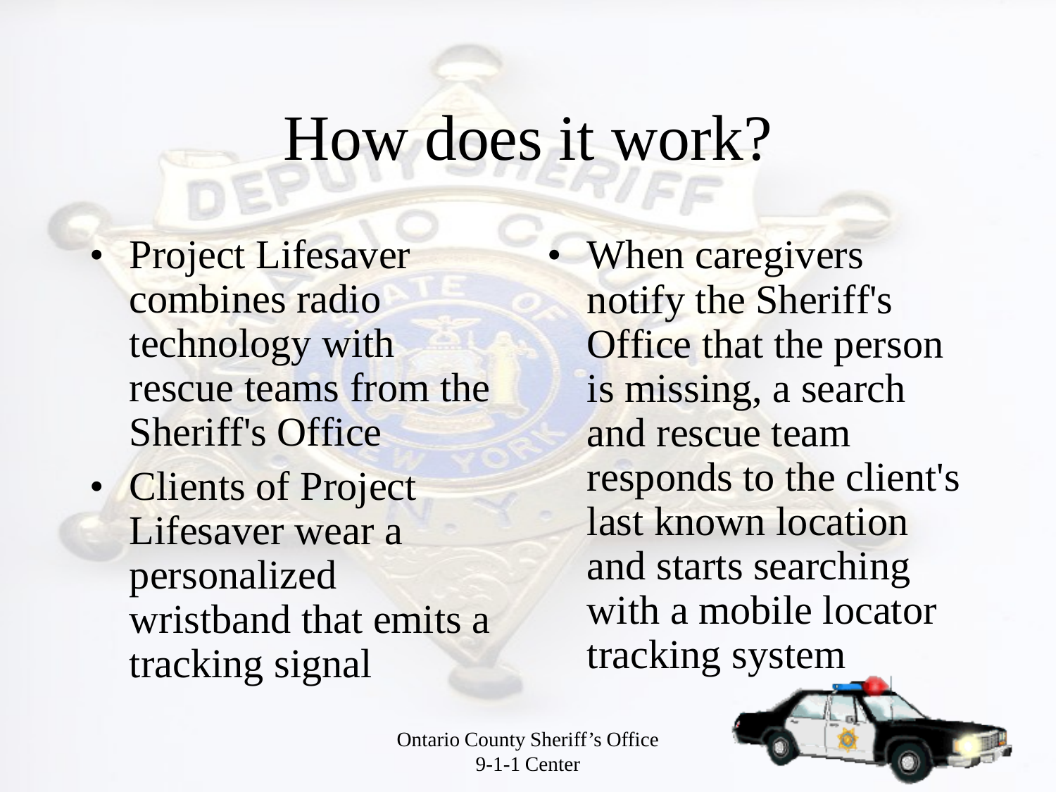# How does it work?

- Project Lifesaver combines radio technology with rescue teams from the Sheriff's Office
- Clients of Project Lifesaver wear a personalized wristband that emits a tracking signal
- When caregivers notify the Sheriff's Office that the person is missing, a search and rescue team responds to the client's last known location and starts searching with a mobile locator tracking system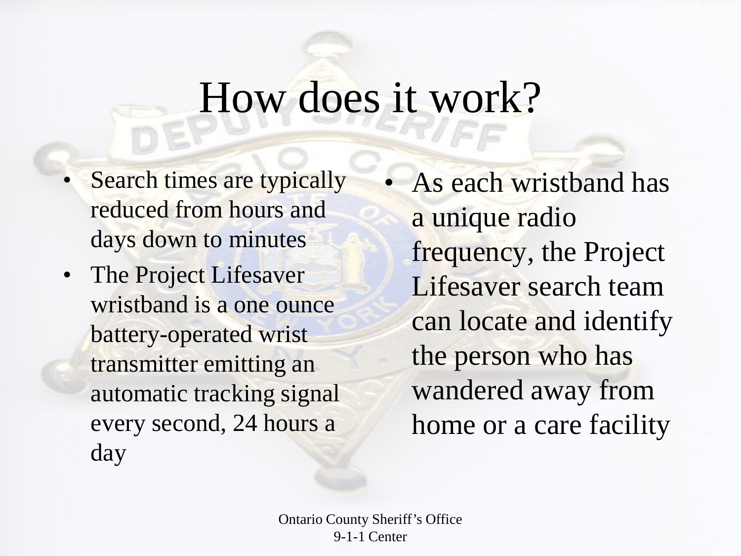# How does it work?

- Search times are typically reduced from hours and days down to minutes
- The Project Lifesaver wristband is a one ounce battery-operated wrist transmitter emitting an automatic tracking signal every second, 24 hours a day
- As each wristband has a unique radio frequency, the Project Lifesaver search team can locate and identify the person who has wandered away from home or a care facility

Ontario County Sheriff's Office
9-1-1 Center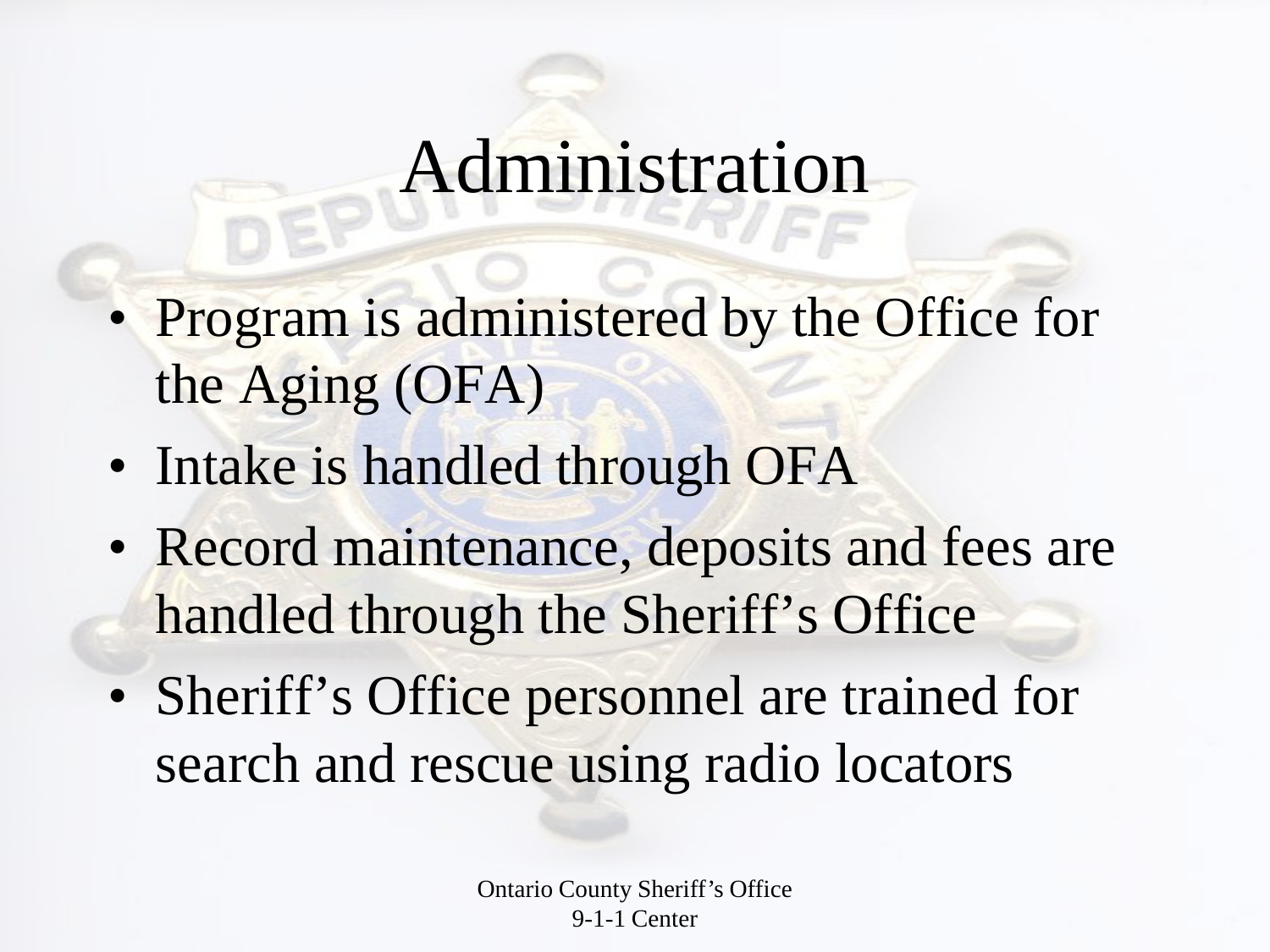# Administration

- Program is administered by the Office for the Aging (OFA)
- Intake is handled through OFA
- Record maintenance, deposits and fees are handled through the Sheriff's Office
- Sheriff's Office personnel are trained for search and rescue using radio locators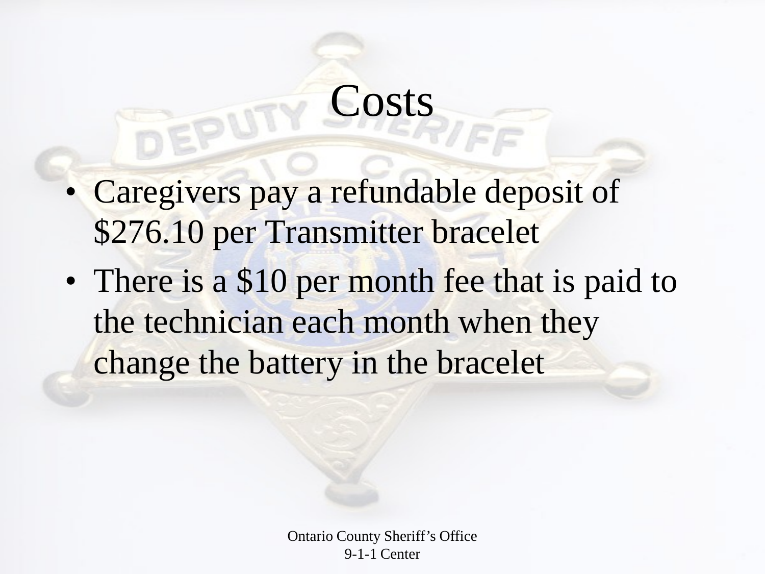# Costs

- Caregivers pay a refundable deposit of $276.10 per Transmitter bracelet
- There is a $10 per month fee that is paid to the technician each month when they change the battery in the bracelet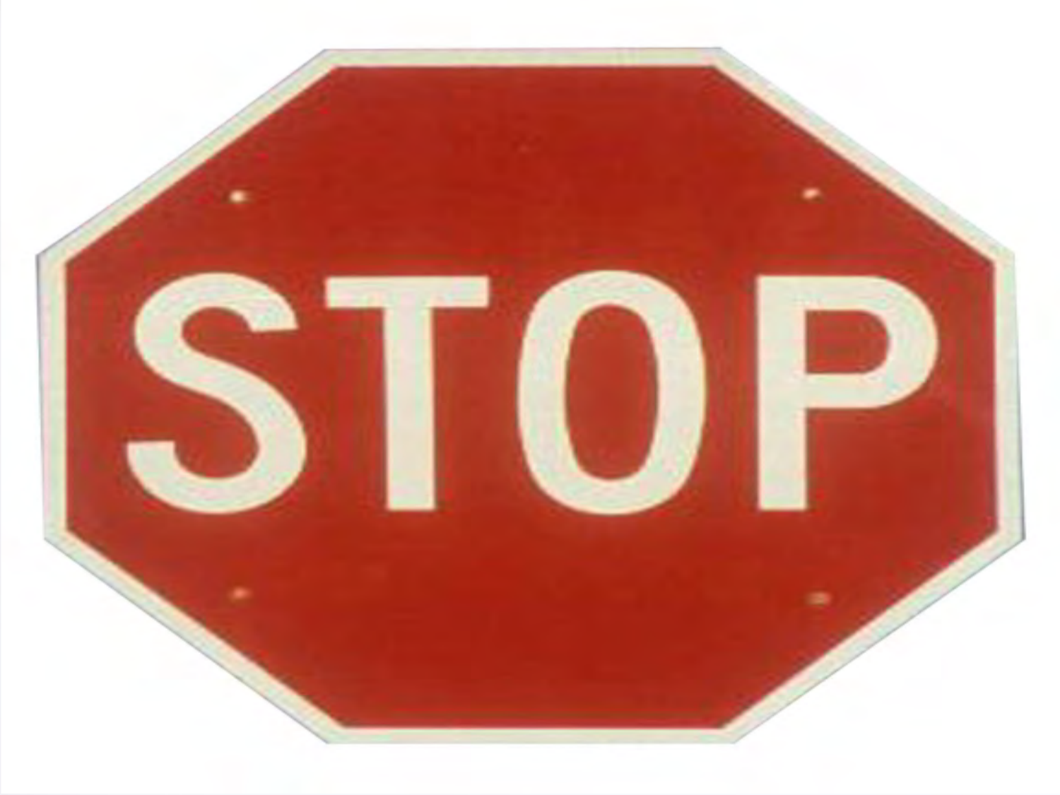STOP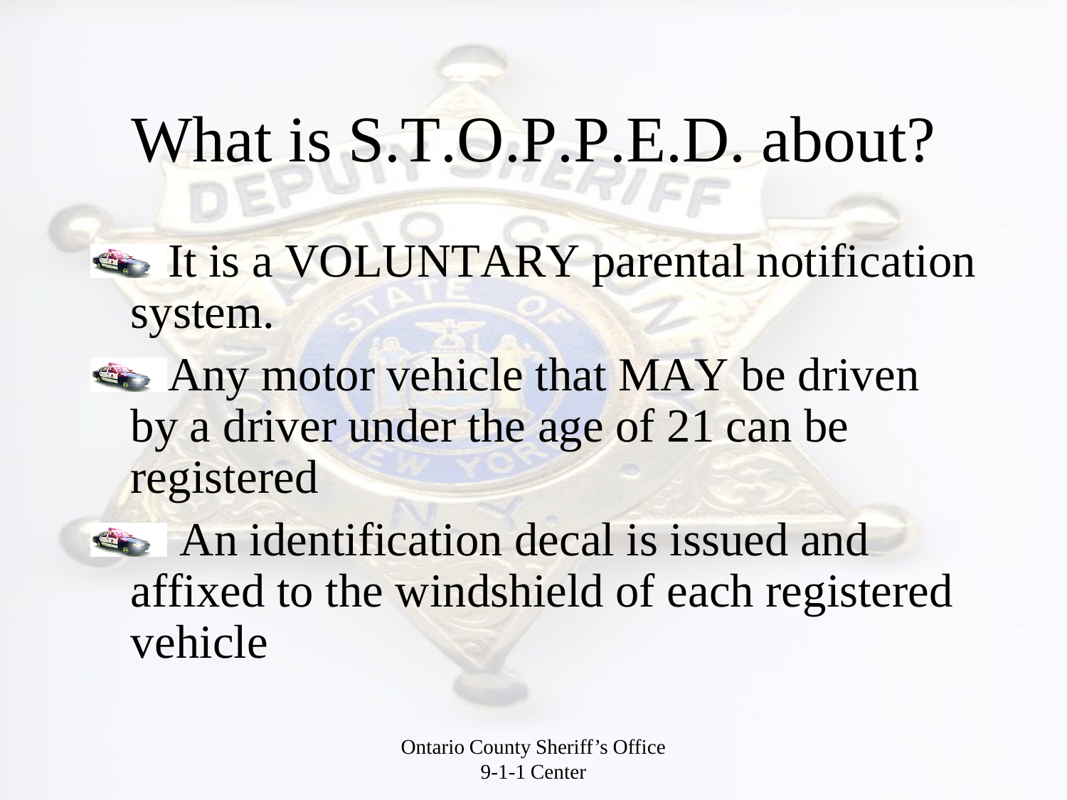# What is S.T.O.P.P.E.D. about?

- It is a VOLUNTARY parental notification system.
- Any motor vehicle that MAY be driven by a driver under the age of 21 can be registered
- An identification decal is issued and affixed to the windshield of each registered vehicle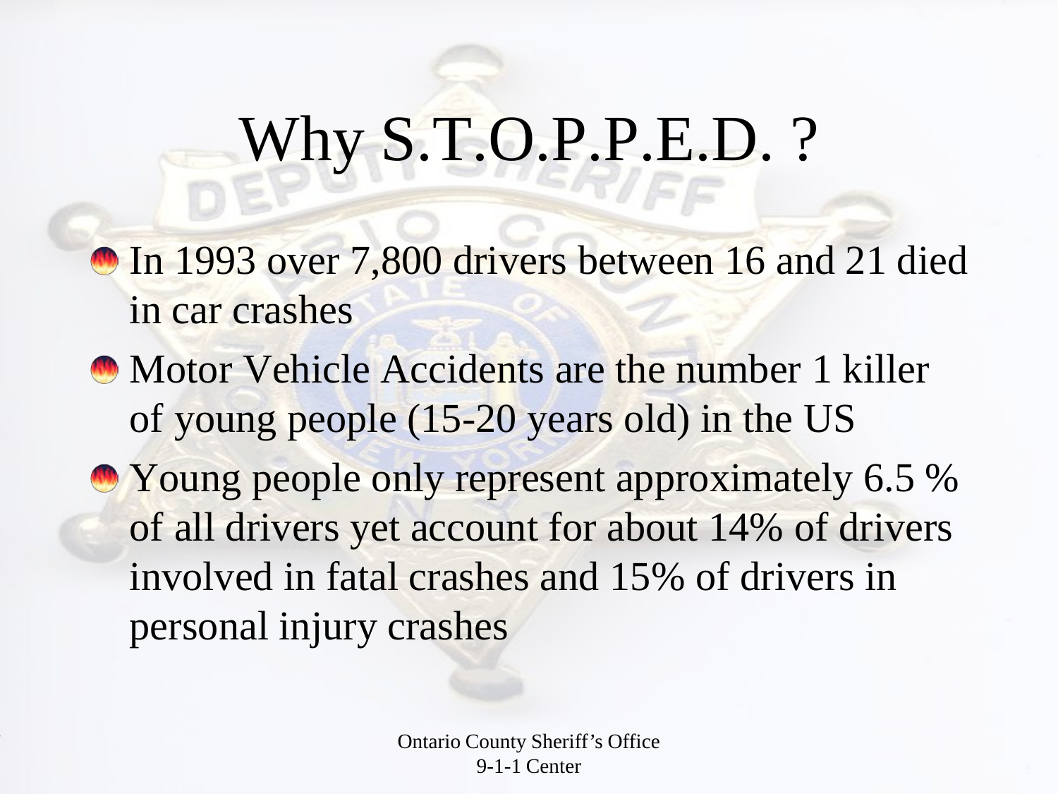# Why S.T.O.P.P.E.D. ?

- In 1993 over 7,800 drivers between 16 and 21 died in car crashes
- Motor Vehicle Accidents are the number 1 killer of young people (15-20 years old) in the US
- Young people only represent approximately 6.5 % of all drivers yet account for about 14% of drivers involved in fatal crashes and 15% of drivers in personal injury crashes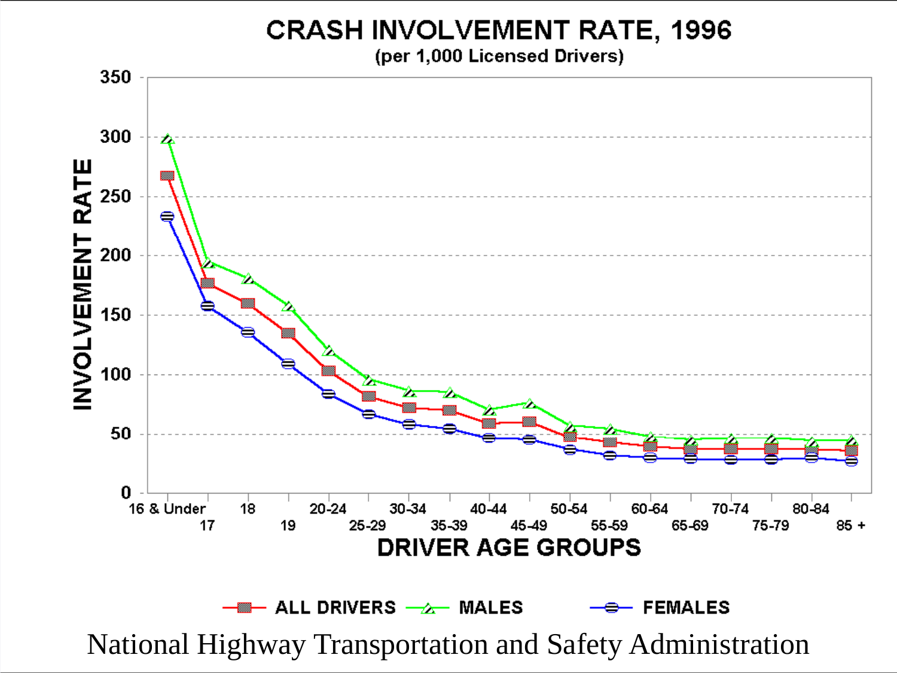# CRASH INVOLVEMENT RATE, 1996

(per 1,000 Licensed Drivers)

INVOLVEMENT RATE

350
300
250
200
150
100
50
0

16 & Under, 17, 18, 19, 20-24, 25-29, 30-34, 35-39, 40-44, 45-49, 50-54, 55-59, 60-64, 65-69, 70-74, 75-79, 80-84, 85 +

DRIVER AGE GROUPS

ALL DRIVERS — MALES — FEMALES

National Highway Transportation and Safety Administration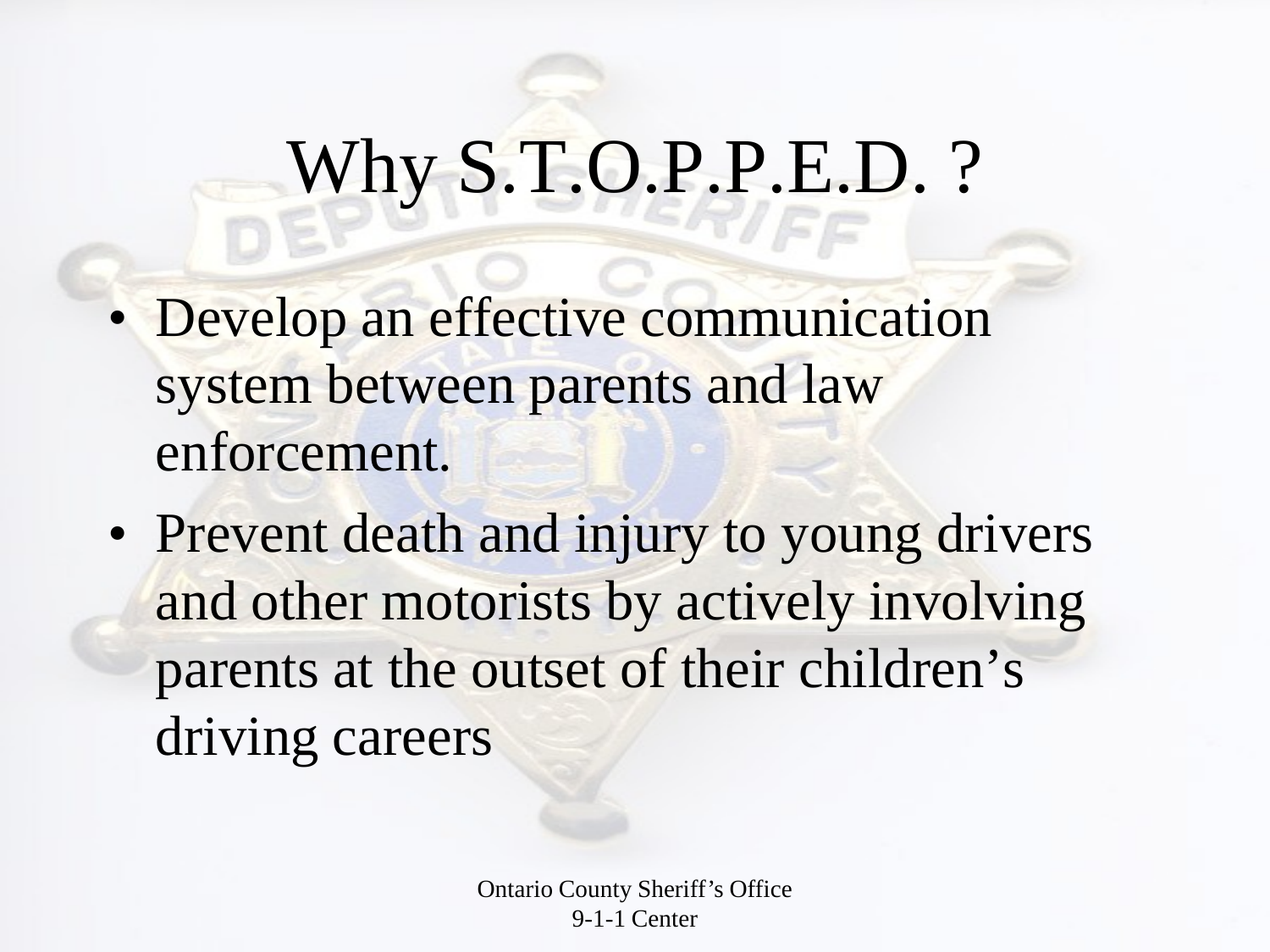# Why S.T.O.P.P.E.D. ?

- Develop an effective communication system between parents and law enforcement.
- Prevent death and injury to young drivers and other motorists by actively involving parents at the outset of their children's driving careers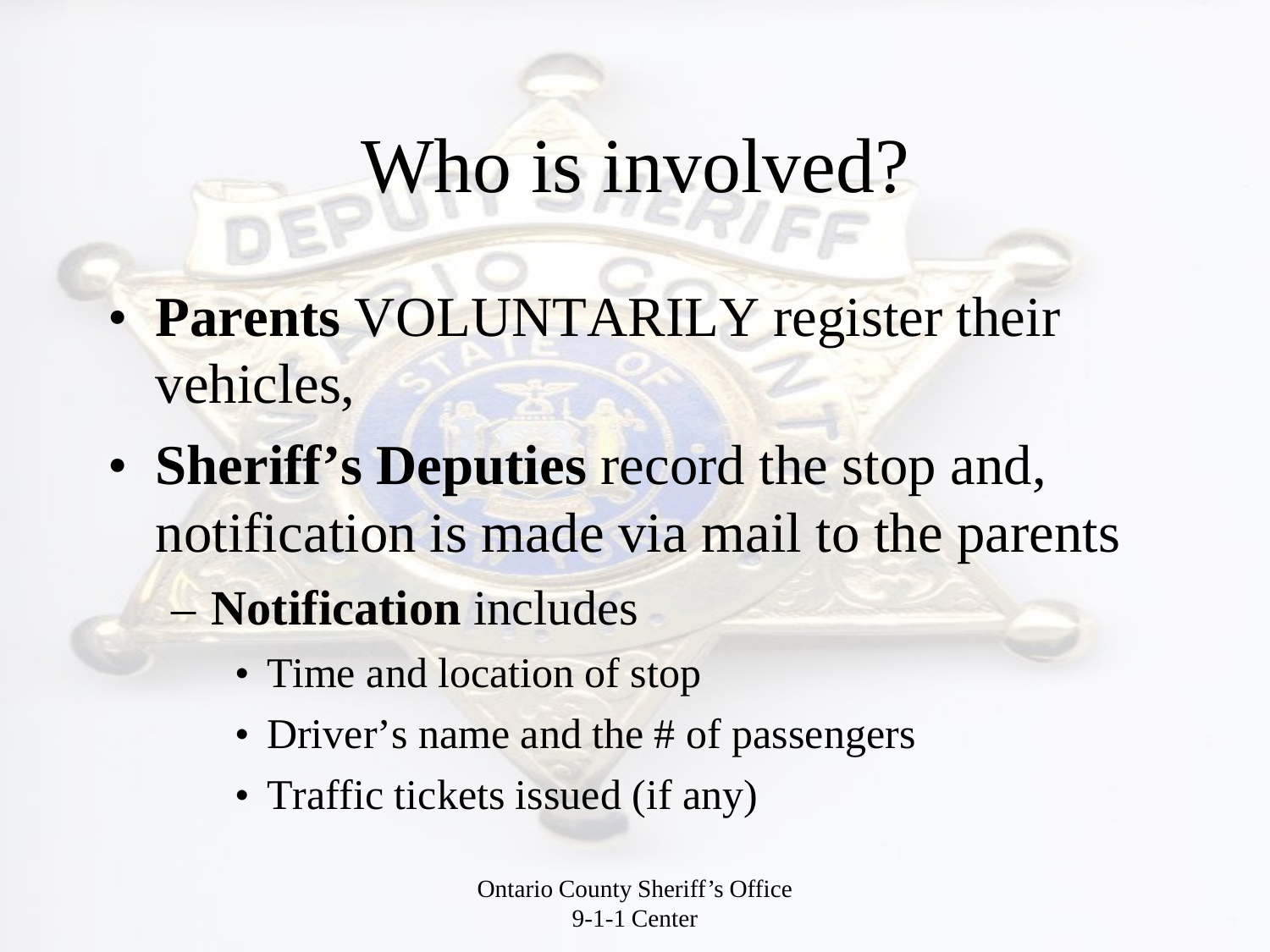# Who is involved?

- **Parents** VOLUNTARILY register their vehicles,
- **Sheriff's Deputies** record the stop and, notification is made via mail to the parents
  - **Notification** includes
    - Time and location of stop
    - Driver's name and the # of passengers
    - Traffic tickets issued (if any)

Ontario County Sheriff's Office
9-1-1 Center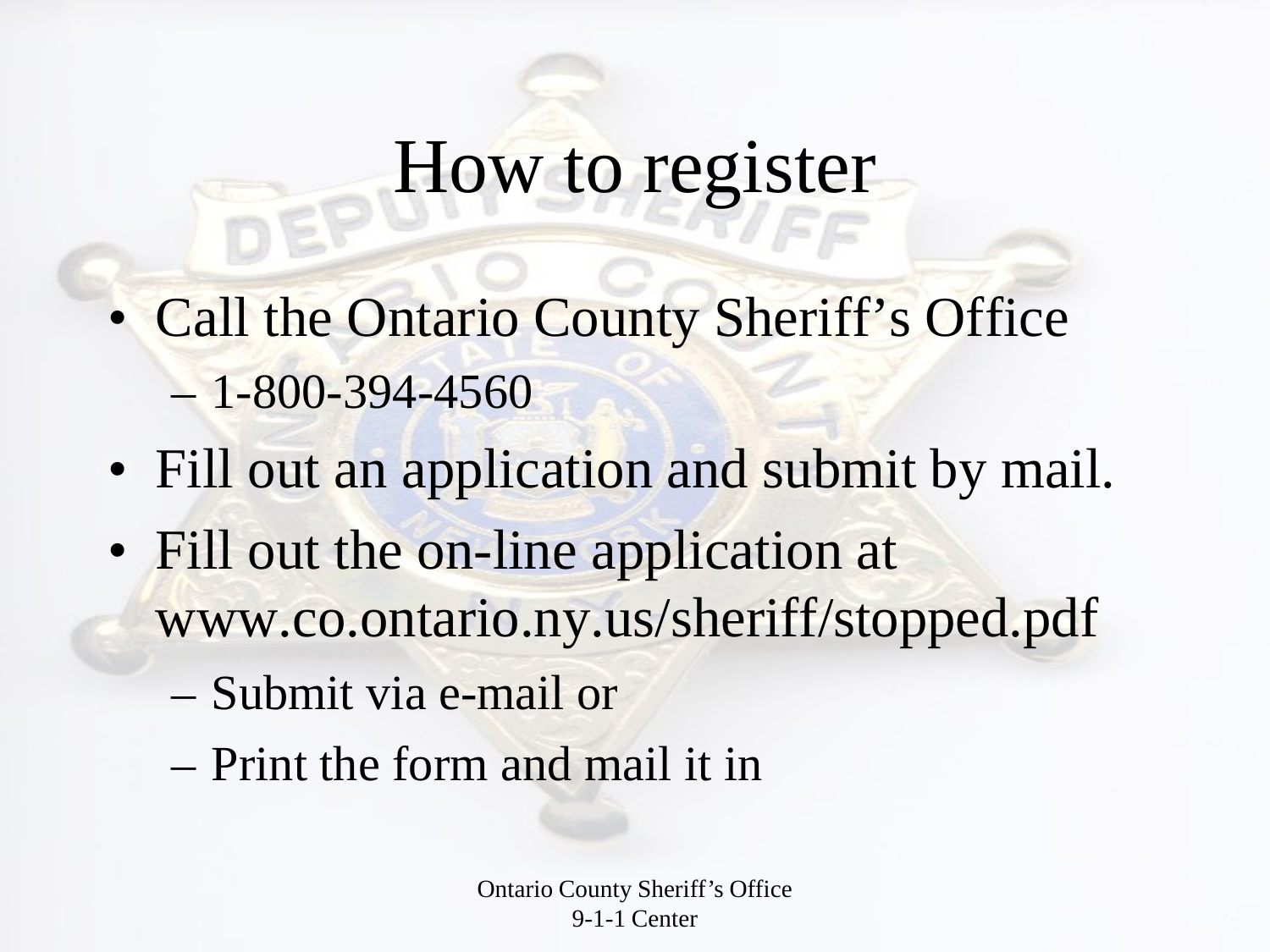# How to register

- Call the Ontario County Sheriff's Office
  - 1-800-394-4560
- Fill out an application and submit by mail.
- Fill out the on-line application at www.co.ontario.ny.us/sheriff/stopped.pdf
  - Submit via e-mail or
  - Print the form and mail it in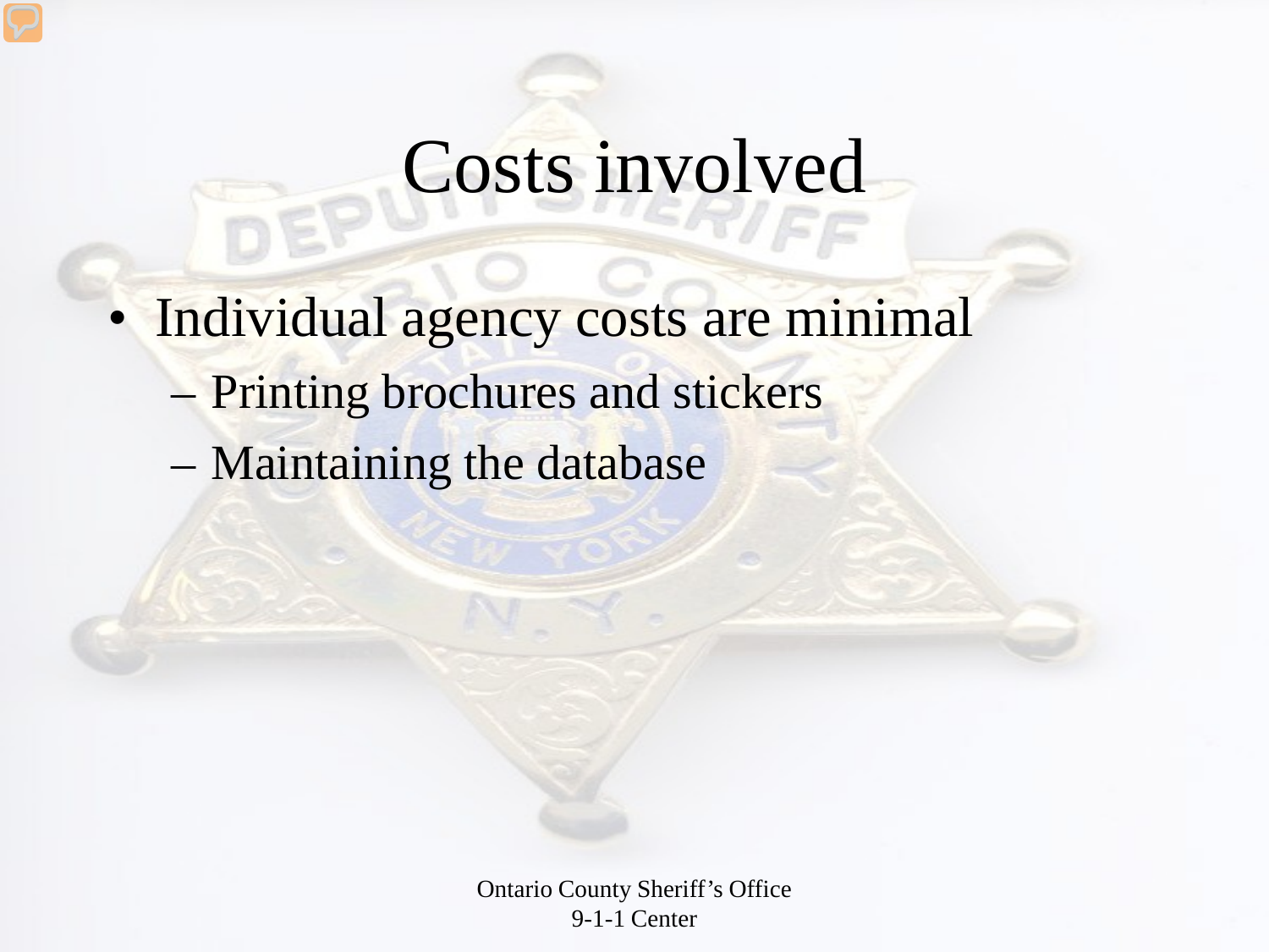# Costs involved

- Individual agency costs are minimal
  - Printing brochures and stickers
  - Maintaining the database